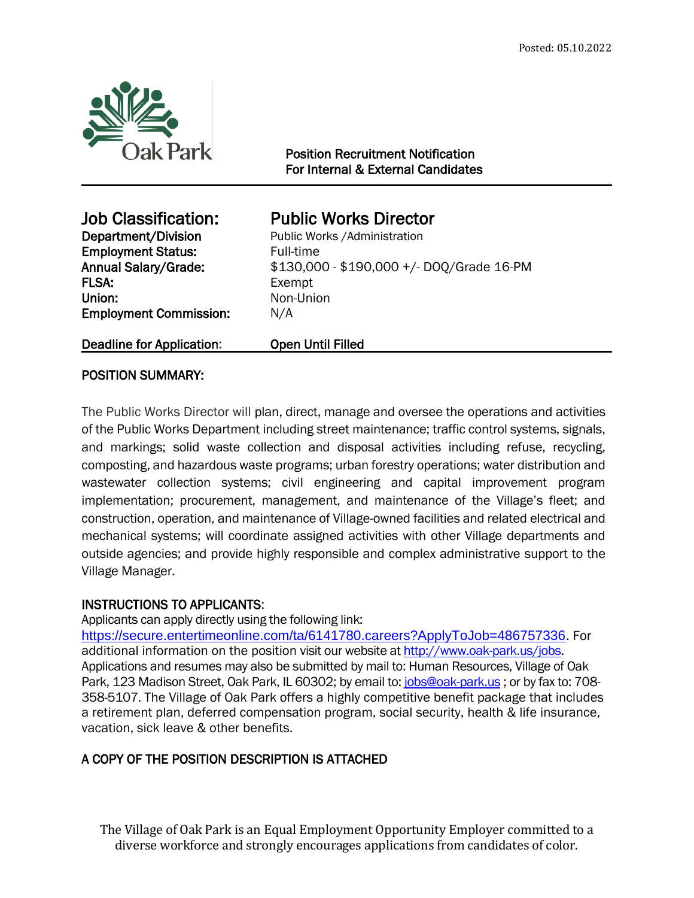Posted: 05.10.2022

Oak Park

**Position Recruitment Notification**
**For Internal & External Candidates**

---

| | |
|---|---|
| **Job Classification:** | **Public Works Director** |
| **Department/Division** | Public Works /Administration |
| **Employment Status:** | Full-time |
| **Annual Salary/Grade:** | $130,000 - $190,000 +/- DOQ/Grade 16-PM |
| **FLSA:** | Exempt |
| **Union:** | Non-Union |
| **Employment Commission:** | N/A |
| **Deadline for Application:** | **Open Until Filled** |

## POSITION SUMMARY:

The Public Works Director will plan, direct, manage and oversee the operations and activities of the Public Works Department including street maintenance; traffic control systems, signals, and markings; solid waste collection and disposal activities including refuse, recycling, composting, and hazardous waste programs; urban forestry operations; water distribution and wastewater collection systems; civil engineering and capital improvement program implementation; procurement, management, and maintenance of the Village's fleet; and construction, operation, and maintenance of Village-owned facilities and related electrical and mechanical systems; will coordinate assigned activities with other Village departments and outside agencies; and provide highly responsible and complex administrative support to the Village Manager.

## INSTRUCTIONS TO APPLICANTS:

Applicants can apply directly using the following link: https://secure.entertimeonline.com/ta/6141780.careers?ApplyToJob=486757336. For additional information on the position visit our website at http://www.oak-park.us/jobs. Applications and resumes may also be submitted by mail to: Human Resources, Village of Oak Park, 123 Madison Street, Oak Park, IL 60302; by email to: jobs@oak-park.us ; or by fax to: 708-358-5107. The Village of Oak Park offers a highly competitive benefit package that includes a retirement plan, deferred compensation program, social security, health & life insurance, vacation, sick leave & other benefits.

## A COPY OF THE POSITION DESCRIPTION IS ATTACHED

The Village of Oak Park is an Equal Employment Opportunity Employer committed to a diverse workforce and strongly encourages applications from candidates of color.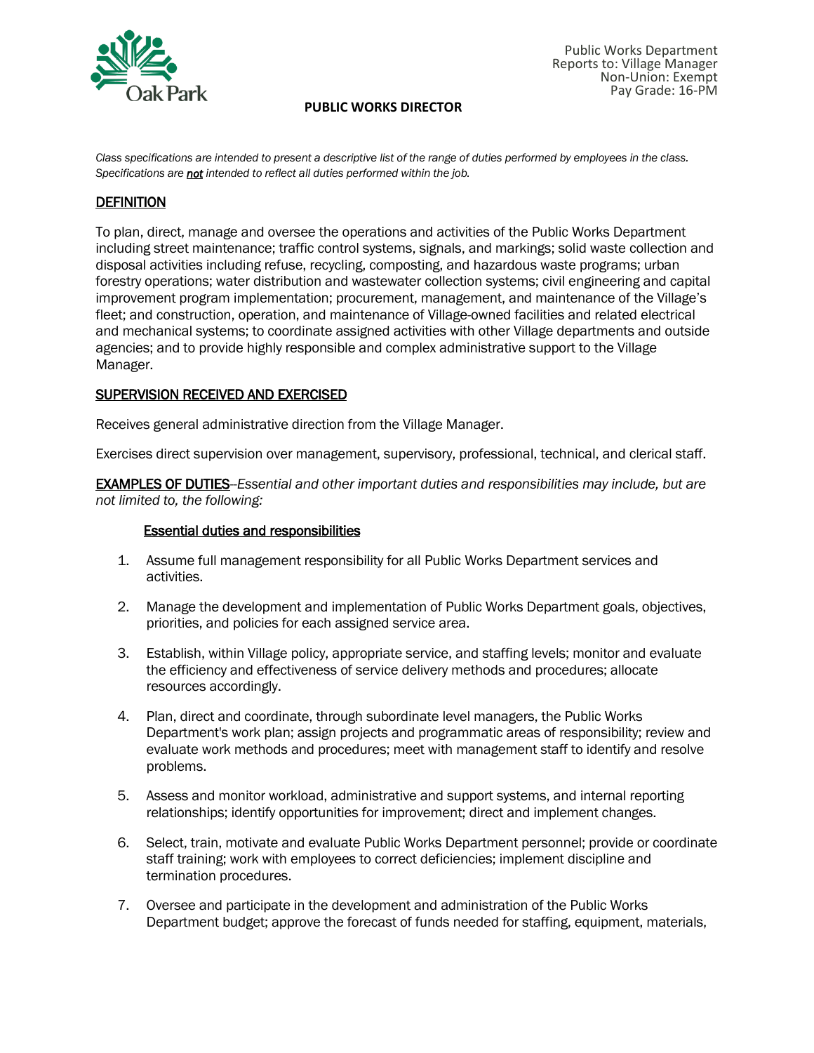Public Works Department
Reports to: Village Manager
Non-Union: Exempt
Pay Grade: 16-PM

# PUBLIC WORKS DIRECTOR

*Class specifications are intended to present a descriptive list of the range of duties performed by employees in the class. Specifications are **not** intended to reflect all duties performed within the job.*

## DEFINITION

To plan, direct, manage and oversee the operations and activities of the Public Works Department including street maintenance; traffic control systems, signals, and markings; solid waste collection and disposal activities including refuse, recycling, composting, and hazardous waste programs; urban forestry operations; water distribution and wastewater collection systems; civil engineering and capital improvement program implementation; procurement, management, and maintenance of the Village's fleet; and construction, operation, and maintenance of Village-owned facilities and related electrical and mechanical systems; to coordinate assigned activities with other Village departments and outside agencies; and to provide highly responsible and complex administrative support to the Village Manager.

## SUPERVISION RECEIVED AND EXERCISED

Receives general administrative direction from the Village Manager.

Exercises direct supervision over management, supervisory, professional, technical, and clerical staff.

**EXAMPLES OF DUTIES**--*Essential and other important duties and responsibilities may include, but are not limited to, the following:*

### Essential duties and responsibilities

1. Assume full management responsibility for all Public Works Department services and activities.
2. Manage the development and implementation of Public Works Department goals, objectives, priorities, and policies for each assigned service area.
3. Establish, within Village policy, appropriate service, and staffing levels; monitor and evaluate the efficiency and effectiveness of service delivery methods and procedures; allocate resources accordingly.
4. Plan, direct and coordinate, through subordinate level managers, the Public Works Department's work plan; assign projects and programmatic areas of responsibility; review and evaluate work methods and procedures; meet with management staff to identify and resolve problems.
5. Assess and monitor workload, administrative and support systems, and internal reporting relationships; identify opportunities for improvement; direct and implement changes.
6. Select, train, motivate and evaluate Public Works Department personnel; provide or coordinate staff training; work with employees to correct deficiencies; implement discipline and termination procedures.
7. Oversee and participate in the development and administration of the Public Works Department budget; approve the forecast of funds needed for staffing, equipment, materials,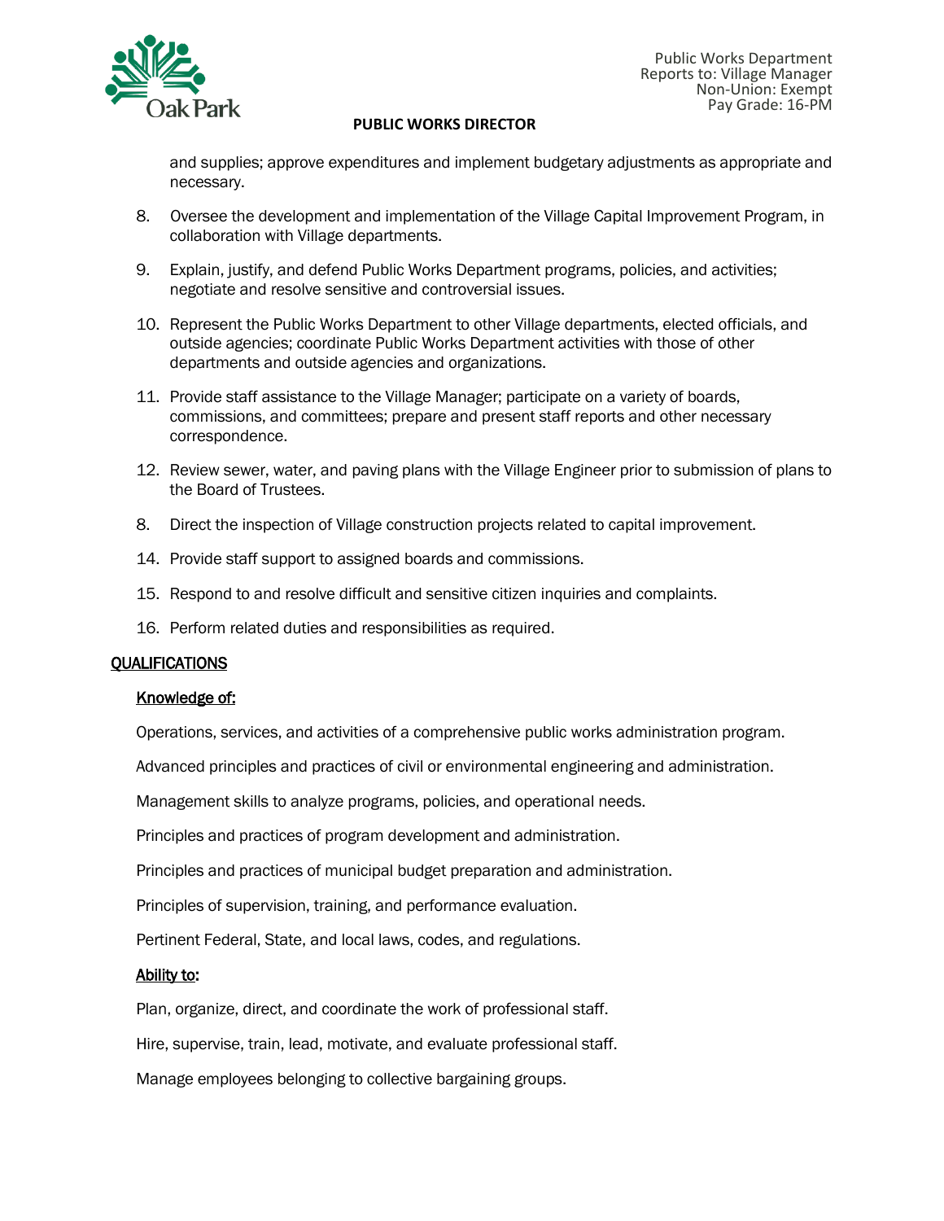and supplies; approve expenditures and implement budgetary adjustments as appropriate and necessary.

8. Oversee the development and implementation of the Village Capital Improvement Program, in collaboration with Village departments.

9. Explain, justify, and defend Public Works Department programs, policies, and activities; negotiate and resolve sensitive and controversial issues.

10. Represent the Public Works Department to other Village departments, elected officials, and outside agencies; coordinate Public Works Department activities with those of other departments and outside agencies and organizations.

11. Provide staff assistance to the Village Manager; participate on a variety of boards, commissions, and committees; prepare and present staff reports and other necessary correspondence.

12. Review sewer, water, and paving plans with the Village Engineer prior to submission of plans to the Board of Trustees.

8\. Direct the inspection of Village construction projects related to capital improvement.

14\. Provide staff support to assigned boards and commissions.

15\. Respond to and resolve difficult and sensitive citizen inquiries and complaints.

16\. Perform related duties and responsibilities as required.

## QUALIFICATIONS

### Knowledge of:

Operations, services, and activities of a comprehensive public works administration program.

Advanced principles and practices of civil or environmental engineering and administration.

Management skills to analyze programs, policies, and operational needs.

Principles and practices of program development and administration.

Principles and practices of municipal budget preparation and administration.

Principles of supervision, training, and performance evaluation.

Pertinent Federal, State, and local laws, codes, and regulations.

### Ability to:

Plan, organize, direct, and coordinate the work of professional staff.

Hire, supervise, train, lead, motivate, and evaluate professional staff.

Manage employees belonging to collective bargaining groups.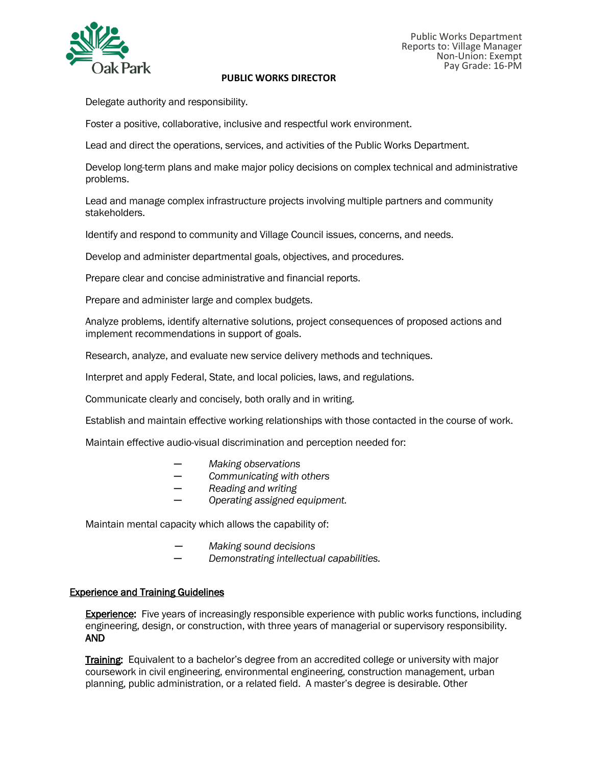**PUBLIC WORKS DIRECTOR**

Delegate authority and responsibility.

Foster a positive, collaborative, inclusive and respectful work environment.

Lead and direct the operations, services, and activities of the Public Works Department.

Develop long-term plans and make major policy decisions on complex technical and administrative problems.

Lead and manage complex infrastructure projects involving multiple partners and community stakeholders.

Identify and respond to community and Village Council issues, concerns, and needs.

Develop and administer departmental goals, objectives, and procedures.

Prepare clear and concise administrative and financial reports.

Prepare and administer large and complex budgets.

Analyze problems, identify alternative solutions, project consequences of proposed actions and implement recommendations in support of goals.

Research, analyze, and evaluate new service delivery methods and techniques.

Interpret and apply Federal, State, and local policies, laws, and regulations.

Communicate clearly and concisely, both orally and in writing.

Establish and maintain effective working relationships with those contacted in the course of work.

Maintain effective audio-visual discrimination and perception needed for:

- *Making observations*
- *Communicating with others*
- *Reading and writing*
- *Operating assigned equipment.*

Maintain mental capacity which allows the capability of:

- *Making sound decisions*
- *Demonstrating intellectual capabilities.*

## Experience and Training Guidelines

**Experience:** Five years of increasingly responsible experience with public works functions, including engineering, design, or construction, with three years of managerial or supervisory responsibility.
**AND**

**Training:** Equivalent to a bachelor's degree from an accredited college or university with major coursework in civil engineering, environmental engineering, construction management, urban planning, public administration, or a related field. A master's degree is desirable. Other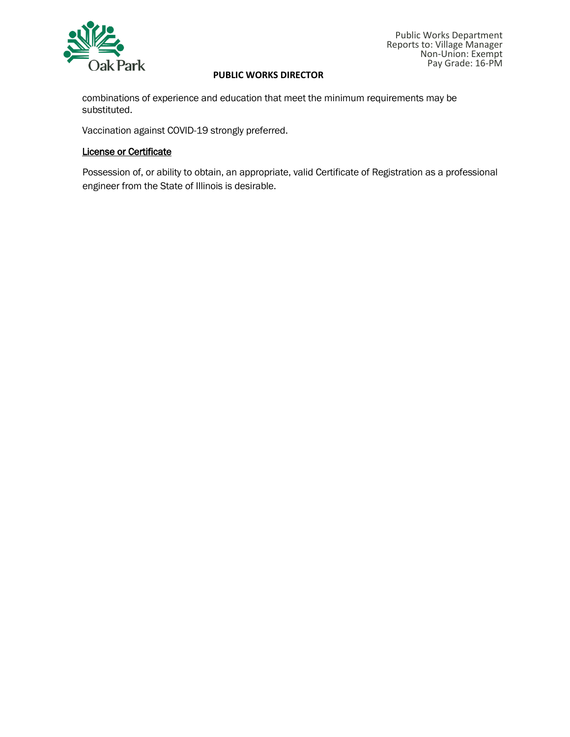combinations of experience and education that meet the minimum requirements may be substituted.

Vaccination against COVID-19 strongly preferred.

### License or Certificate

Possession of, or ability to obtain, an appropriate, valid Certificate of Registration as a professional engineer from the State of Illinois is desirable.